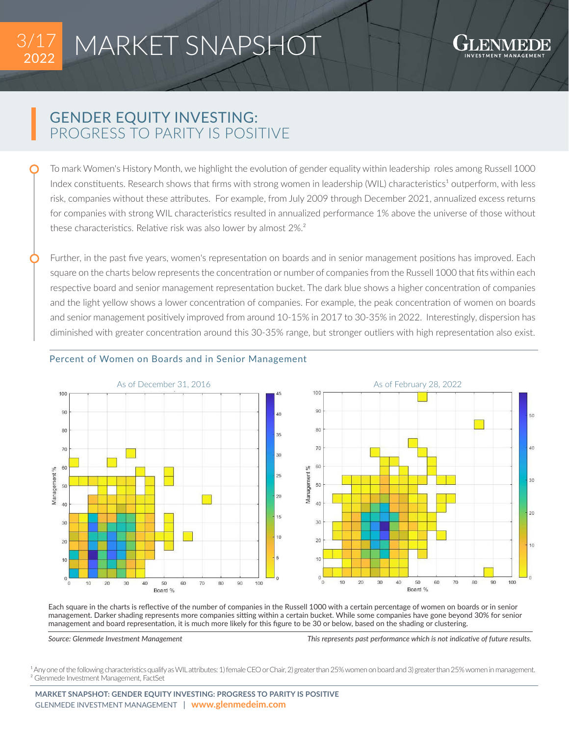3/17 2022

# MARKET SNAPSHOT

GLENMEDE INVESTMENT MANAGEMENT

## GENDER EQUITY INVESTING: PROGRESS TO PARITY IS POSITIVE

To mark Women's History Month, we highlight the evolution of gender equality within leadership roles among Russell 1000 Index constituents. Research shows that firms with strong women in leadership (WIL) characteristics[1] outperform, with less risk, companies without these attributes. For example, from July 2009 through December 2021, annualized excess returns for companies with strong WIL characteristics resulted in annualized performance 1% above the universe of those without these characteristics. Relative risk was also lower by almost 2%.[2]

Further, in the past five years, women's representation on boards and in senior management positions has improved. Each square on the charts below represents the concentration or number of companies from the Russell 1000 that fits within each respective board and senior management representation bucket. The dark blue shows a higher concentration of companies and the light yellow shows a lower concentration of companies. For example, the peak concentration of women on boards and senior management positively improved from around 10-15% in 2017 to 30-35% in 2022. Interestingly, dispersion has diminished with greater concentration around this 30-35% range, but stronger outliers with high representation also exist.

### Percent of Women on Boards and in Senior Management

As of December 31, 2016

As of February 28, 2022

Each square in the charts is reflective of the number of companies in the Russell 1000 with a certain percentage of women on boards or in senior management. Darker shading represents more companies sitting within a certain bucket. While some companies have gone beyond 30% for senior management and board representation, it is much more likely for this figure to be 30 or below, based on the shading or clustering.

*Source: Glenmede Investment Management*

*This represents past performance which is not indicative of future results.*

[1] Any one of the following characteristics qualify as WIL attributes: 1) female CEO or Chair, 2) greater than 25% women on board and 3) greater than 25% women in management.
[2] Glenmede Investment Management, FactSet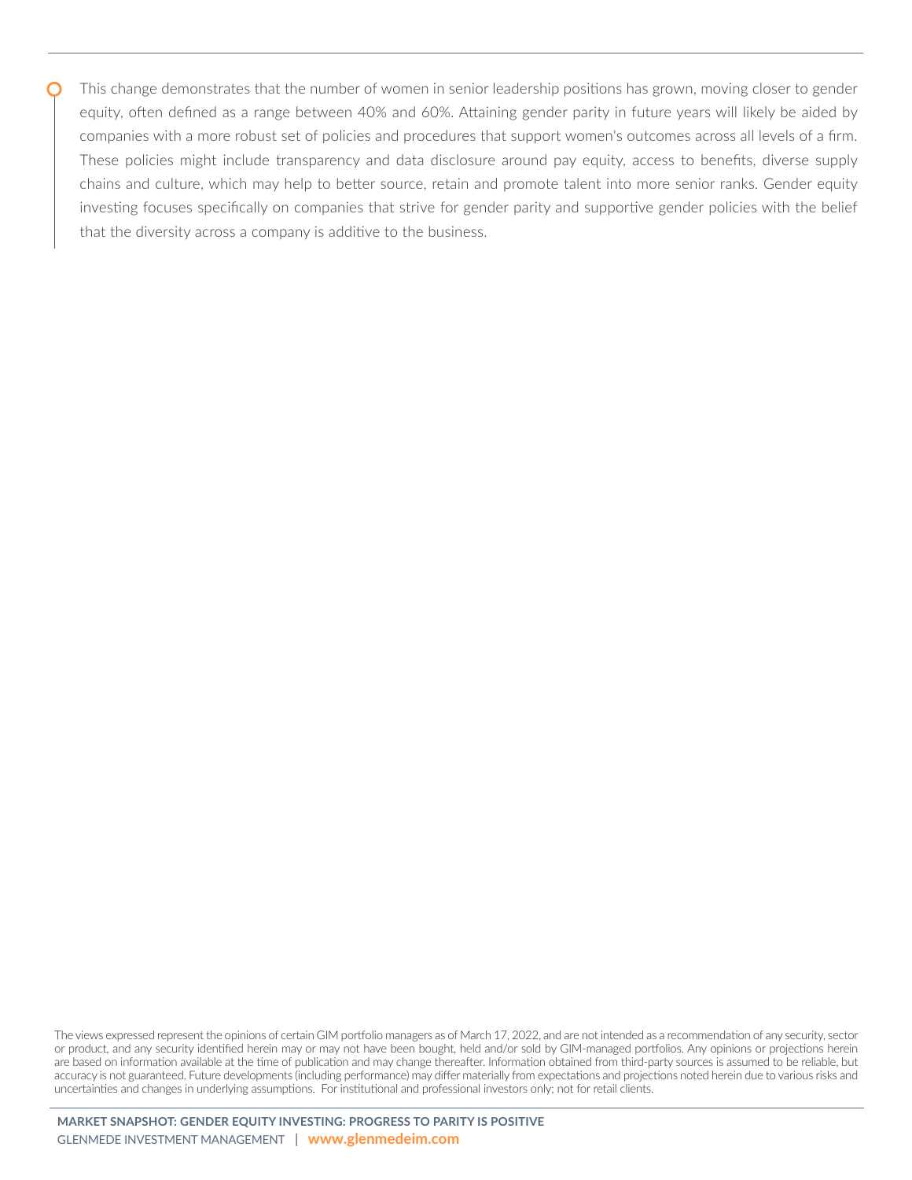This change demonstrates that the number of women in senior leadership positions has grown, moving closer to gender equity, often defined as a range between 40% and 60%. Attaining gender parity in future years will likely be aided by companies with a more robust set of policies and procedures that support women's outcomes across all levels of a firm. These policies might include transparency and data disclosure around pay equity, access to benefits, diverse supply chains and culture, which may help to better source, retain and promote talent into more senior ranks. Gender equity investing focuses specifically on companies that strive for gender parity and supportive gender policies with the belief that the diversity across a company is additive to the business.

The views expressed represent the opinions of certain GIM portfolio managers as of March 17, 2022, and are not intended as a recommendation of any security, sector or product, and any security identified herein may or may not have been bought, held and/or sold by GIM-managed portfolios. Any opinions or projections herein are based on information available at the time of publication and may change thereafter. Information obtained from third-party sources is assumed to be reliable, but accuracy is not guaranteed. Future developments (including performance) may differ materially from expectations and projections noted herein due to various risks and uncertainties and changes in underlying assumptions. For institutional and professional investors only; not for retail clients.